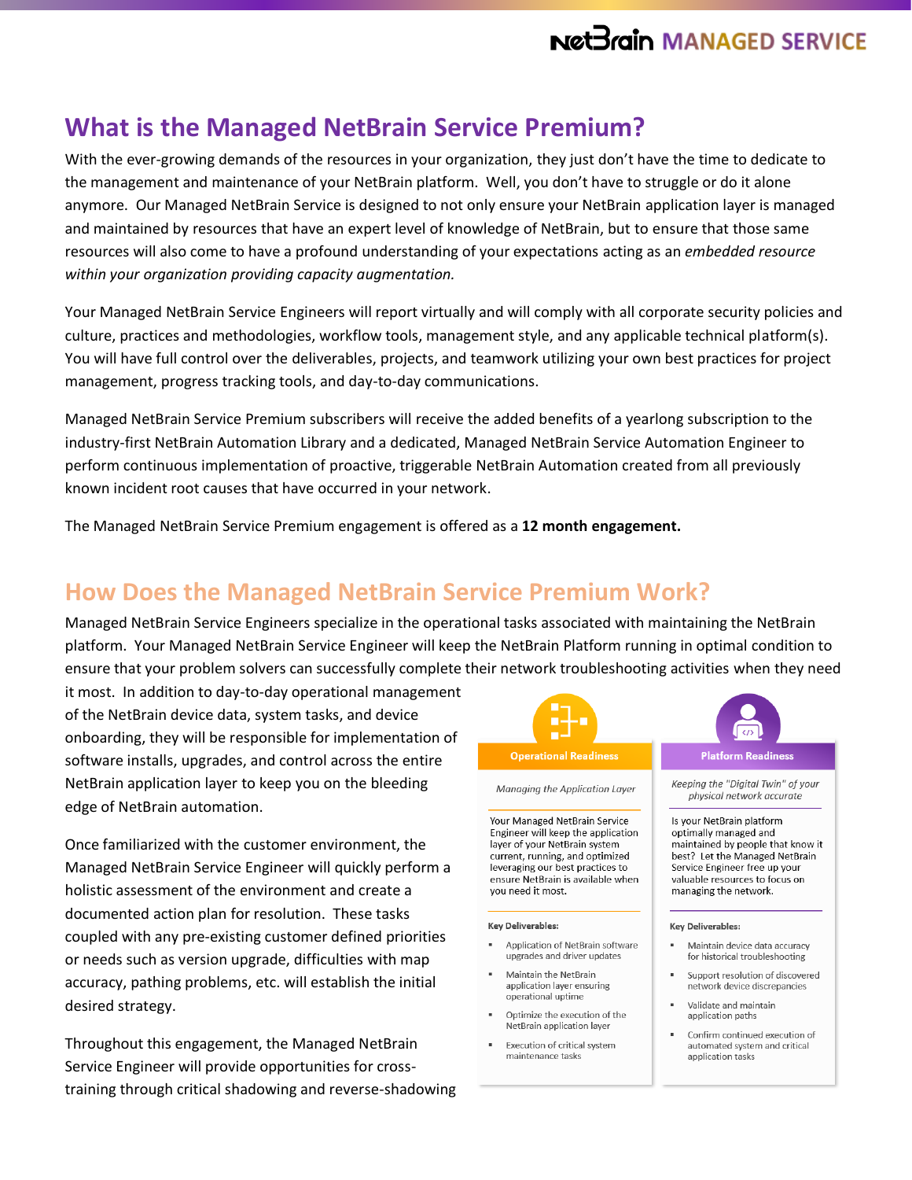# What is the Managed NetBrain Service Premium?

With the ever-growing demands of the resources in your organization, they just don't have the time to dedicate to the management and maintenance of your NetBrain platform. Well, you don't have to struggle or do it alone anymore. Our Managed NetBrain Service is designed to not only ensure your NetBrain application layer is managed and maintained by resources that have an expert level of knowledge of NetBrain, but to ensure that those same resources will also come to have a profound understanding of your expectations acting as an *embedded resource within your organization providing capacity augmentation.*

Your Managed NetBrain Service Engineers will report virtually and will comply with all corporate security policies and culture, practices and methodologies, workflow tools, management style, and any applicable technical platform(s). You will have full control over the deliverables, projects, and teamwork utilizing your own best practices for project management, progress tracking tools, and day-to-day communications.

Managed NetBrain Service Premium subscribers will receive the added benefits of a yearlong subscription to the industry-first NetBrain Automation Library and a dedicated, Managed NetBrain Service Automation Engineer to perform continuous implementation of proactive, triggerable NetBrain Automation created from all previously known incident root causes that have occurred in your network.

The Managed NetBrain Service Premium engagement is offered as a **12 month engagement.**

# How Does the Managed NetBrain Service Premium Work?

Managed NetBrain Service Engineers specialize in the operational tasks associated with maintaining the NetBrain platform. Your Managed NetBrain Service Engineer will keep the NetBrain Platform running in optimal condition to ensure that your problem solvers can successfully complete their network troubleshooting activities when they need it most. In addition to day-to-day operational management of the NetBrain device data, system tasks, and device onboarding, they will be responsible for implementation of software installs, upgrades, and control across the entire NetBrain application layer to keep you on the bleeding edge of NetBrain automation.

Once familiarized with the customer environment, the Managed NetBrain Service Engineer will quickly perform a holistic assessment of the environment and create a documented action plan for resolution. These tasks coupled with any pre-existing customer defined priorities or needs such as version upgrade, difficulties with map accuracy, pathing problems, etc. will establish the initial desired strategy.

Throughout this engagement, the Managed NetBrain Service Engineer will provide opportunities for cross-training through critical shadowing and reverse-shadowing

## Operational Readiness

*Managing the Application Layer*

Your Managed NetBrain Service Engineer will keep the application layer of your NetBrain system current, running, and optimized leveraging our best practices to ensure NetBrain is available when you need it most.

**Key Deliverables:**

- Application of NetBrain software upgrades and driver updates
- Maintain the NetBrain application layer ensuring operational uptime
- Optimize the execution of the NetBrain application layer
- Execution of critical system maintenance tasks

## Platform Readiness

*Keeping the "Digital Twin" of your physical network accurate*

Is your NetBrain platform optimally managed and maintained by people that know it best? Let the Managed NetBrain Service Engineer free up your valuable resources to focus on managing the network.

**Key Deliverables:**

- Maintain device data accuracy for historical troubleshooting
- Support resolution of discovered network device discrepancies
- Validate and maintain application paths
- Confirm continued execution of automated system and critical application tasks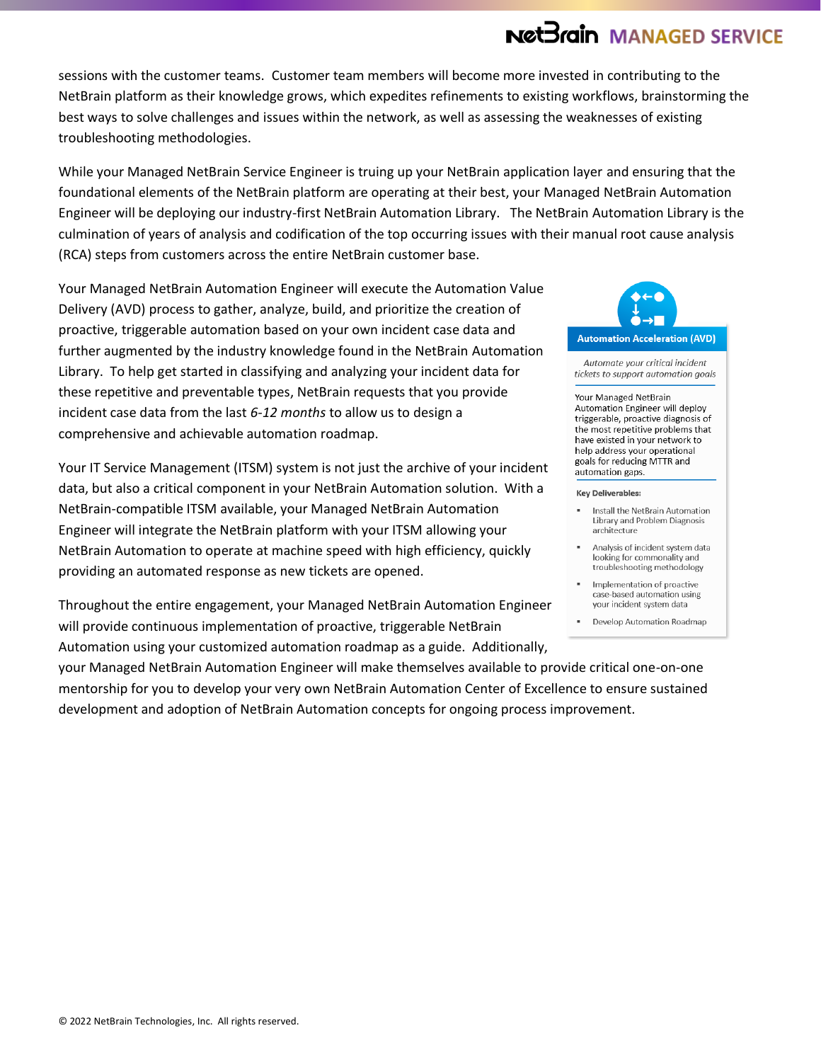sessions with the customer teams. Customer team members will become more invested in contributing to the NetBrain platform as their knowledge grows, which expedites refinements to existing workflows, brainstorming the best ways to solve challenges and issues within the network, as well as assessing the weaknesses of existing troubleshooting methodologies.

While your Managed NetBrain Service Engineer is truing up your NetBrain application layer and ensuring that the foundational elements of the NetBrain platform are operating at their best, your Managed NetBrain Automation Engineer will be deploying our industry-first NetBrain Automation Library. The NetBrain Automation Library is the culmination of years of analysis and codification of the top occurring issues with their manual root cause analysis (RCA) steps from customers across the entire NetBrain customer base.

Your Managed NetBrain Automation Engineer will execute the Automation Value Delivery (AVD) process to gather, analyze, build, and prioritize the creation of proactive, triggerable automation based on your own incident case data and further augmented by the industry knowledge found in the NetBrain Automation Library. To help get started in classifying and analyzing your incident data for these repetitive and preventable types, NetBrain requests that you provide incident case data from the last *6-12 months* to allow us to design a comprehensive and achievable automation roadmap.

Your IT Service Management (ITSM) system is not just the archive of your incident data, but also a critical component in your NetBrain Automation solution. With a NetBrain-compatible ITSM available, your Managed NetBrain Automation Engineer will integrate the NetBrain platform with your ITSM allowing your NetBrain Automation to operate at machine speed with high efficiency, quickly providing an automated response as new tickets are opened.

Throughout the entire engagement, your Managed NetBrain Automation Engineer will provide continuous implementation of proactive, triggerable NetBrain Automation using your customized automation roadmap as a guide. Additionally, your Managed NetBrain Automation Engineer will make themselves available to provide critical one-on-one mentorship for you to develop your very own NetBrain Automation Center of Excellence to ensure sustained development and adoption of NetBrain Automation concepts for ongoing process improvement.

**Automation Acceleration (AVD)**

*Automate your critical incident tickets to support automation goals*

Your Managed NetBrain Automation Engineer will deploy triggerable, proactive diagnosis of the most repetitive problems that have existed in your network to help address your operational goals for reducing MTTR and automation gaps.

**Key Deliverables:**

- Install the NetBrain Automation Library and Problem Diagnosis architecture
- Analysis of incident system data looking for commonality and troubleshooting methodology
- Implementation of proactive case-based automation using your incident system data
- Develop Automation Roadmap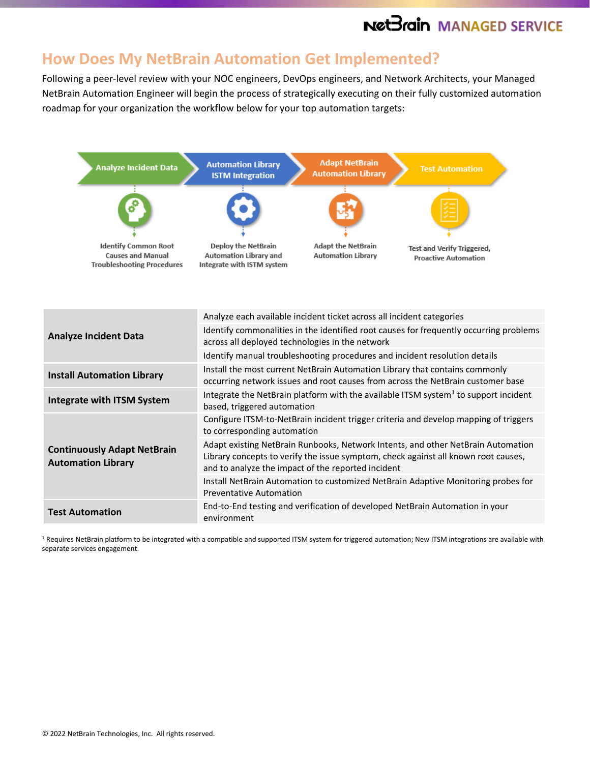## How Does My NetBrain Automation Get Implemented?

Following a peer-level review with your NOC engineers, DevOps engineers, and Network Architects, your Managed NetBrain Automation Engineer will begin the process of strategically executing on their fully customized automation roadmap for your organization the workflow below for your top automation targets:

Analyze Incident Data → Automation Library ISTM Integration → Adapt NetBrain Automation Library → Test Automation

Identify Common Root Causes and Manual Troubleshooting Procedures

Deploy the NetBrain Automation Library and Integrate with ISTM system

Adapt the NetBrain Automation Library

Test and Verify Triggered, Proactive Automation

| | |
|---|---|
| **Analyze Incident Data** | Analyze each available incident ticket across all incident categories |
| | Identify commonalities in the identified root causes for frequently occurring problems across all deployed technologies in the network |
| | Identify manual troubleshooting procedures and incident resolution details |
| **Install Automation Library** | Install the most current NetBrain Automation Library that contains commonly occurring network issues and root causes from across the NetBrain customer base |
| **Integrate with ITSM System** | Integrate the NetBrain platform with the available ITSM system[1] to support incident based, triggered automation |
| **Continuously Adapt NetBrain Automation Library** | Configure ITSM-to-NetBrain incident trigger criteria and develop mapping of triggers to corresponding automation |
| | Adapt existing NetBrain Runbooks, Network Intents, and other NetBrain Automation Library concepts to verify the issue symptom, check against all known root causes, and to analyze the impact of the reported incident |
| | Install NetBrain Automation to customized NetBrain Adaptive Monitoring probes for Preventative Automation |
| **Test Automation** | End-to-End testing and verification of developed NetBrain Automation in your environment |

[1] Requires NetBrain platform to be integrated with a compatible and supported ITSM system for triggered automation; New ITSM integrations are available with separate services engagement.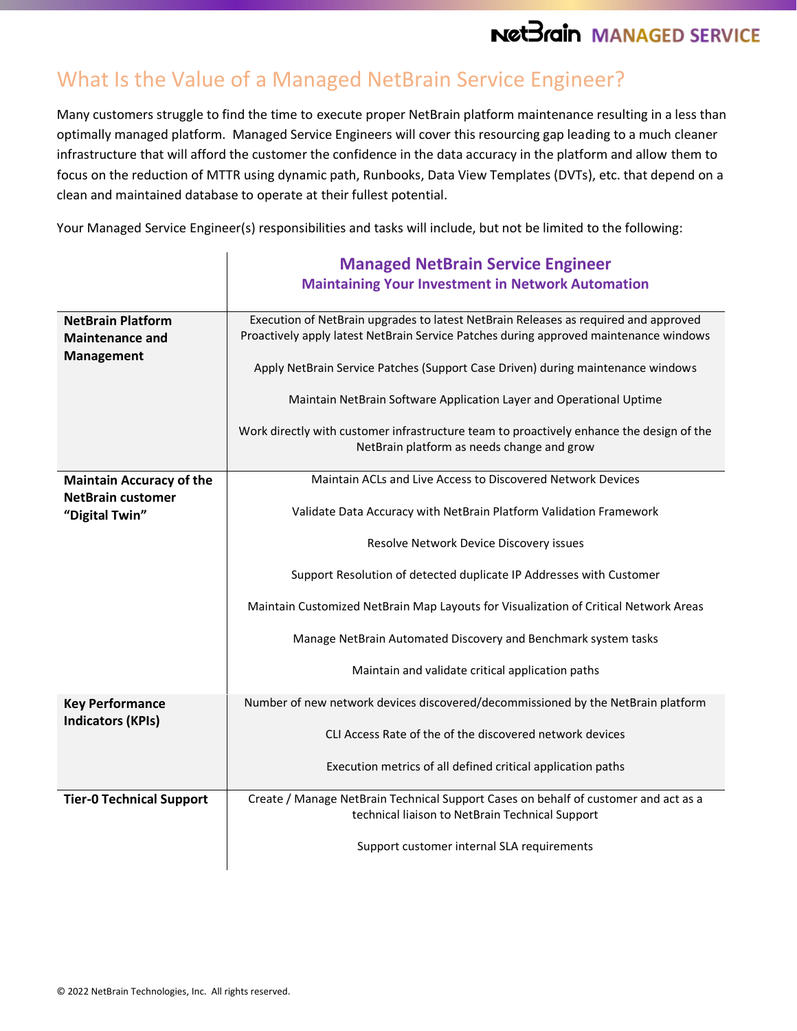# What Is the Value of a Managed NetBrain Service Engineer?

Many customers struggle to find the time to execute proper NetBrain platform maintenance resulting in a less than optimally managed platform. Managed Service Engineers will cover this resourcing gap leading to a much cleaner infrastructure that will afford the customer the confidence in the data accuracy in the platform and allow them to focus on the reduction of MTTR using dynamic path, Runbooks, Data View Templates (DVTs), etc. that depend on a clean and maintained database to operate at their fullest potential.

Your Managed Service Engineer(s) responsibilities and tasks will include, but not be limited to the following:

| | **Managed NetBrain Service Engineer**<br>**Maintaining Your Investment in Network Automation** |
|---|---|
| **NetBrain Platform Maintenance and Management** | Execution of NetBrain upgrades to latest NetBrain Releases as required and approved<br>Proactively apply latest NetBrain Service Patches during approved maintenance windows<br><br>Apply NetBrain Service Patches (Support Case Driven) during maintenance windows<br><br>Maintain NetBrain Software Application Layer and Operational Uptime<br><br>Work directly with customer infrastructure team to proactively enhance the design of the NetBrain platform as needs change and grow |
| **Maintain Accuracy of the NetBrain customer "Digital Twin"** | Maintain ACLs and Live Access to Discovered Network Devices<br><br>Validate Data Accuracy with NetBrain Platform Validation Framework<br><br>Resolve Network Device Discovery issues<br><br>Support Resolution of detected duplicate IP Addresses with Customer<br><br>Maintain Customized NetBrain Map Layouts for Visualization of Critical Network Areas<br><br>Manage NetBrain Automated Discovery and Benchmark system tasks<br><br>Maintain and validate critical application paths |
| **Key Performance Indicators (KPIs)** | Number of new network devices discovered/decommissioned by the NetBrain platform<br><br>CLI Access Rate of the of the discovered network devices<br><br>Execution metrics of all defined critical application paths |
| **Tier-0 Technical Support** | Create / Manage NetBrain Technical Support Cases on behalf of customer and act as a technical liaison to NetBrain Technical Support<br><br>Support customer internal SLA requirements |

© 2022 NetBrain Technologies, Inc. All rights reserved.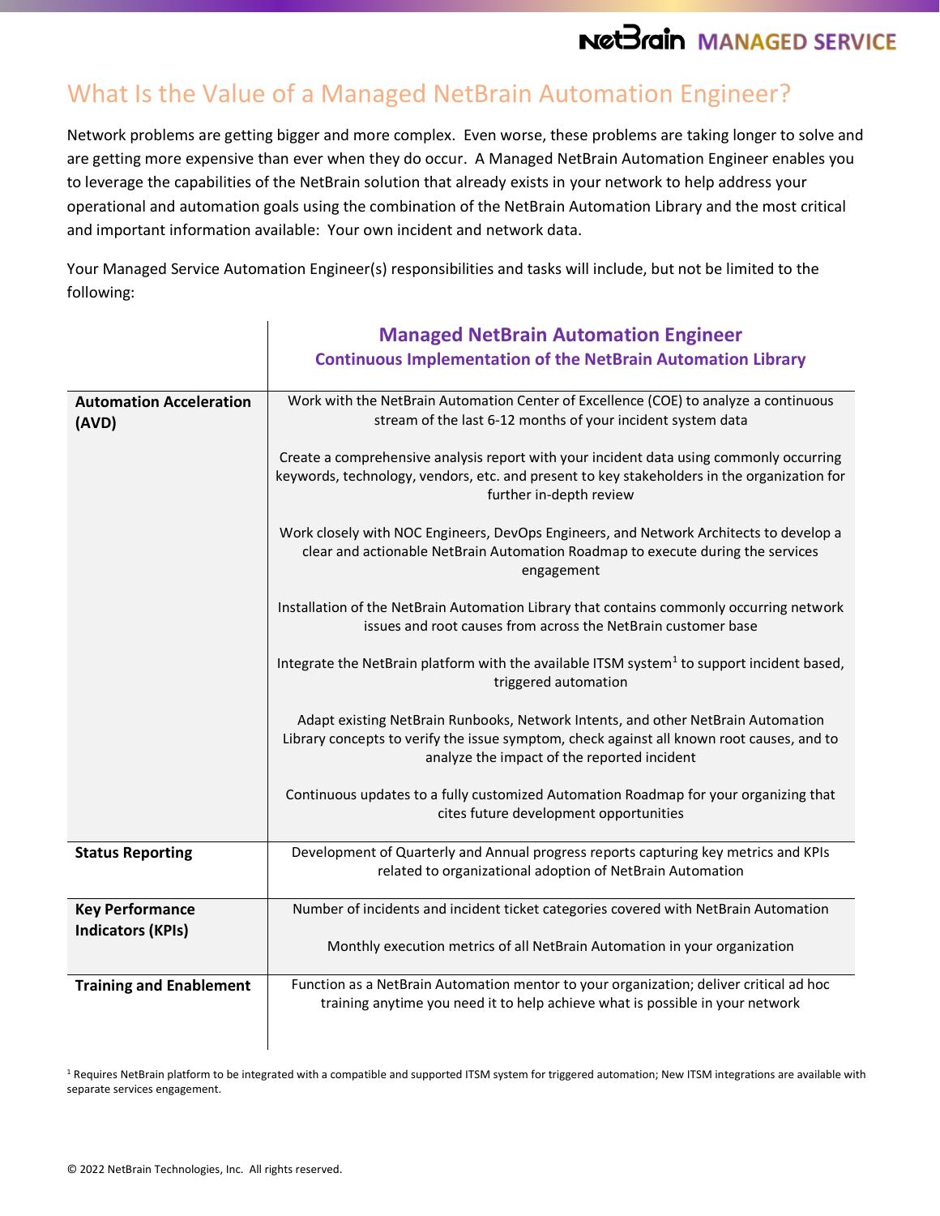# What Is the Value of a Managed NetBrain Automation Engineer?

Network problems are getting bigger and more complex. Even worse, these problems are taking longer to solve and are getting more expensive than ever when they do occur. A Managed NetBrain Automation Engineer enables you to leverage the capabilities of the NetBrain solution that already exists in your network to help address your operational and automation goals using the combination of the NetBrain Automation Library and the most critical and important information available: Your own incident and network data.

Your Managed Service Automation Engineer(s) responsibilities and tasks will include, but not be limited to the following:

| | **Managed NetBrain Automation Engineer**<br>**Continuous Implementation of the NetBrain Automation Library** |
|---|---|
| **Automation Acceleration (AVD)** | Work with the NetBrain Automation Center of Excellence (COE) to analyze a continuous stream of the last 6-12 months of your incident system data<br><br>Create a comprehensive analysis report with your incident data using commonly occurring keywords, technology, vendors, etc. and present to key stakeholders in the organization for further in-depth review<br><br>Work closely with NOC Engineers, DevOps Engineers, and Network Architects to develop a clear and actionable NetBrain Automation Roadmap to execute during the services engagement<br><br>Installation of the NetBrain Automation Library that contains commonly occurring network issues and root causes from across the NetBrain customer base<br><br>Integrate the NetBrain platform with the available ITSM system[1] to support incident based, triggered automation<br><br>Adapt existing NetBrain Runbooks, Network Intents, and other NetBrain Automation Library concepts to verify the issue symptom, check against all known root causes, and to analyze the impact of the reported incident<br><br>Continuous updates to a fully customized Automation Roadmap for your organizing that cites future development opportunities |
| **Status Reporting** | Development of Quarterly and Annual progress reports capturing key metrics and KPIs related to organizational adoption of NetBrain Automation |
| **Key Performance Indicators (KPIs)** | Number of incidents and incident ticket categories covered with NetBrain Automation<br><br>Monthly execution metrics of all NetBrain Automation in your organization |
| **Training and Enablement** | Function as a NetBrain Automation mentor to your organization; deliver critical ad hoc training anytime you need it to help achieve what is possible in your network |

[1] Requires NetBrain platform to be integrated with a compatible and supported ITSM system for triggered automation; New ITSM integrations are available with separate services engagement.

© 2022 NetBrain Technologies, Inc. All rights reserved.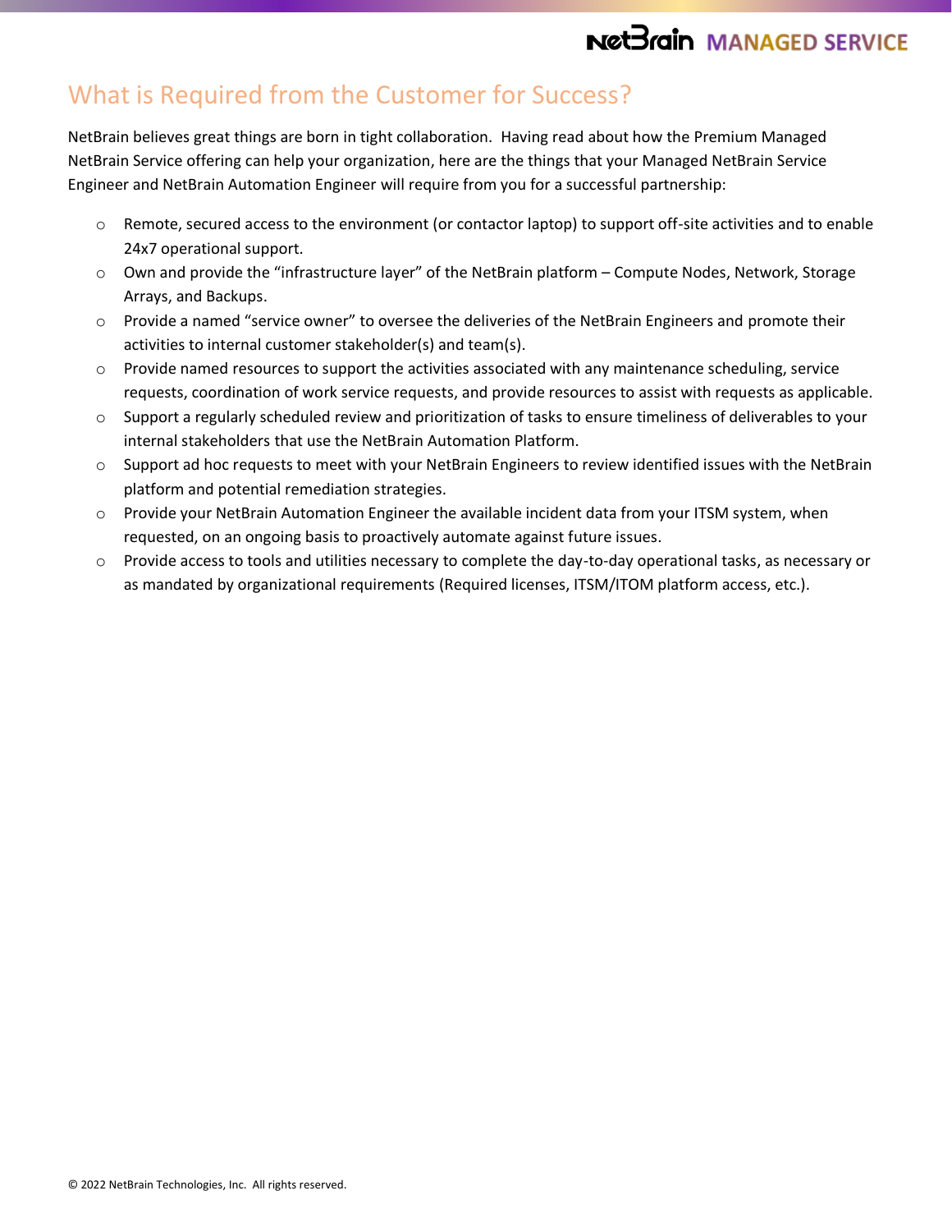## What is Required from the Customer for Success?

NetBrain believes great things are born in tight collaboration.  Having read about how the Premium Managed NetBrain Service offering can help your organization, here are the things that your Managed NetBrain Service Engineer and NetBrain Automation Engineer will require from you for a successful partnership:

- Remote, secured access to the environment (or contactor laptop) to support off-site activities and to enable 24x7 operational support.
- Own and provide the "infrastructure layer" of the NetBrain platform – Compute Nodes, Network, Storage Arrays, and Backups.
- Provide a named "service owner" to oversee the deliveries of the NetBrain Engineers and promote their activities to internal customer stakeholder(s) and team(s).
- Provide named resources to support the activities associated with any maintenance scheduling, service requests, coordination of work service requests, and provide resources to assist with requests as applicable.
- Support a regularly scheduled review and prioritization of tasks to ensure timeliness of deliverables to your internal stakeholders that use the NetBrain Automation Platform.
- Support ad hoc requests to meet with your NetBrain Engineers to review identified issues with the NetBrain platform and potential remediation strategies.
- Provide your NetBrain Automation Engineer the available incident data from your ITSM system, when requested, on an ongoing basis to proactively automate against future issues.
- Provide access to tools and utilities necessary to complete the day-to-day operational tasks, as necessary or as mandated by organizational requirements (Required licenses, ITSM/ITOM platform access, etc.).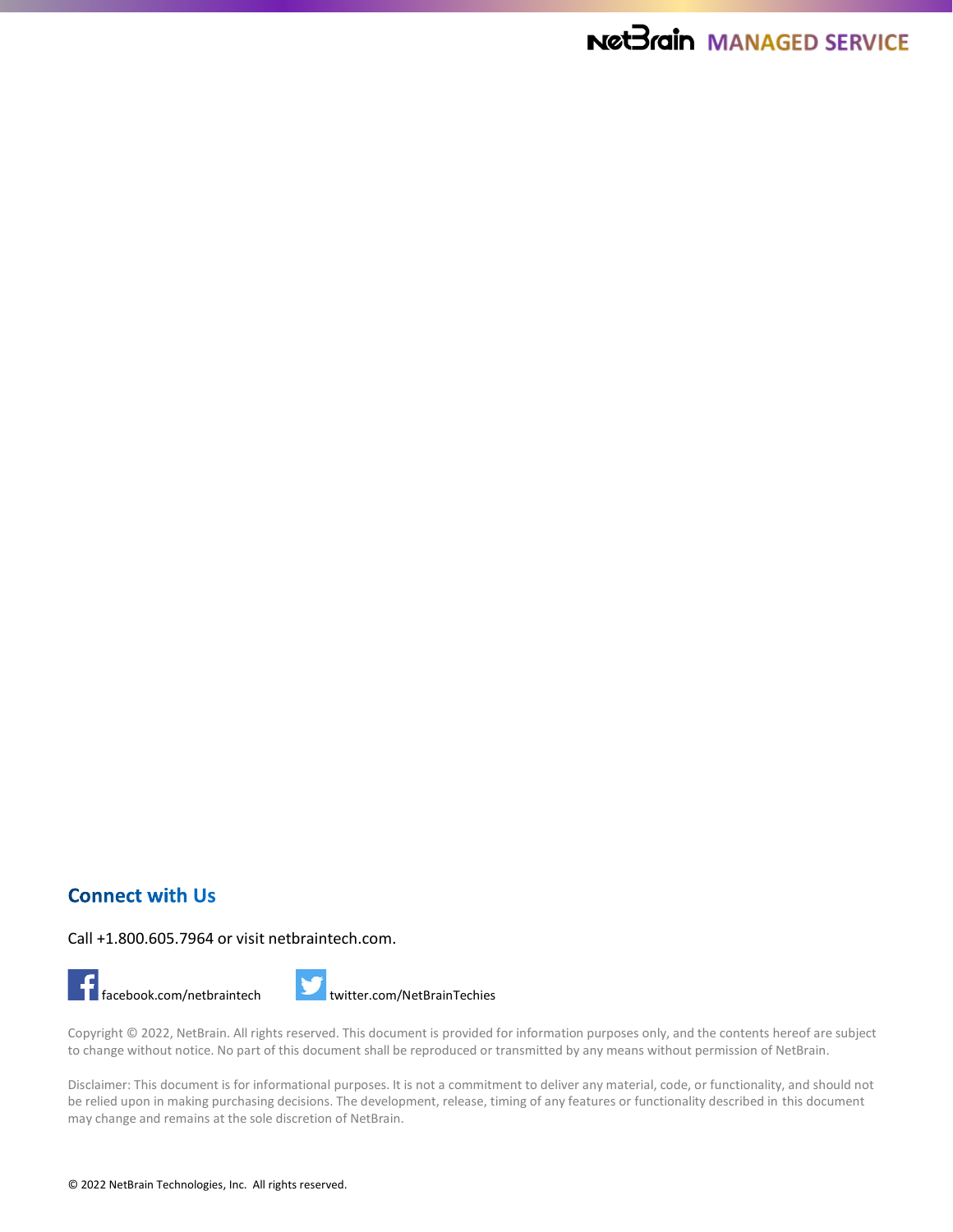## Connect with Us

Call +1.800.605.7964 or visit netbraintech.com.

facebook.com/netbraintech    twitter.com/NetBrainTechies

Copyright © 2022, NetBrain. All rights reserved. This document is provided for information purposes only, and the contents hereof are subject to change without notice. No part of this document shall be reproduced or transmitted by any means without permission of NetBrain.

Disclaimer: This document is for informational purposes. It is not a commitment to deliver any material, code, or functionality, and should not be relied upon in making purchasing decisions. The development, release, timing of any features or functionality described in this document may change and remains at the sole discretion of NetBrain.

© 2022 NetBrain Technologies, Inc. All rights reserved.